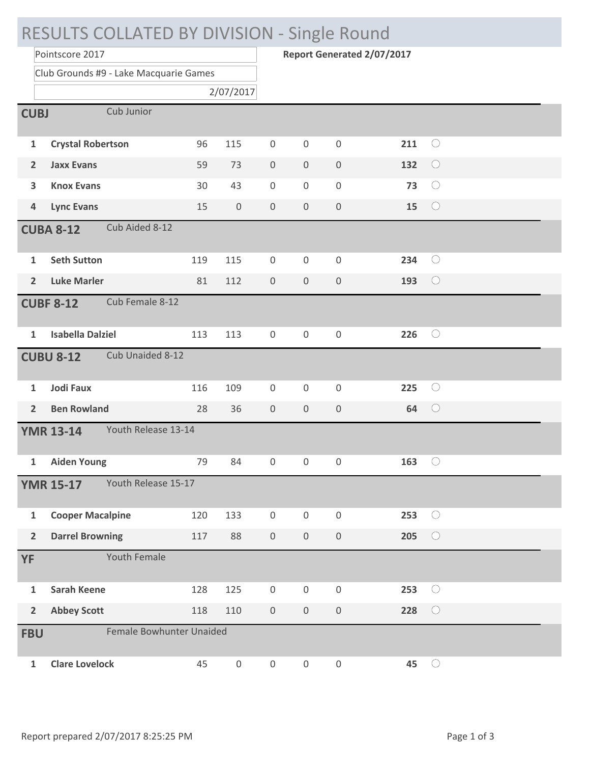# RESULTS COLLATED BY DIVISION - Single Round

Pointscore 2017

**Report Generated 2/07/2017**

Club Grounds #9 - Lake Macquarie Games

2/07/2017

| | | | | | | | | |
|---|---|---|---|---|---|---|---|---|
| **CUBJ** | Cub Junior | | | | | | | |
| **1** | **Crystal Robertson** | 96 | 115 | 0 | 0 | 0 | **211** | ◯ |
| **2** | **Jaxx Evans** | 59 | 73 | 0 | 0 | 0 | **132** | ◯ |
| **3** | **Knox Evans** | 30 | 43 | 0 | 0 | 0 | **73** | ◯ |
| **4** | **Lync Evans** | 15 | 0 | 0 | 0 | 0 | **15** | ◯ |
| **CUBA 8-12** | Cub Aided 8-12 | | | | | | | |
| **1** | **Seth Sutton** | 119 | 115 | 0 | 0 | 0 | **234** | ◯ |
| **2** | **Luke Marler** | 81 | 112 | 0 | 0 | 0 | **193** | ◯ |
| **CUBF 8-12** | Cub Female 8-12 | | | | | | | |
| **1** | **Isabella Dalziel** | 113 | 113 | 0 | 0 | 0 | **226** | ◯ |
| **CUBU 8-12** | Cub Unaided 8-12 | | | | | | | |
| **1** | **Jodi Faux** | 116 | 109 | 0 | 0 | 0 | **225** | ◯ |
| **2** | **Ben Rowland** | 28 | 36 | 0 | 0 | 0 | **64** | ◯ |
| **YMR 13-14** | Youth Release 13-14 | | | | | | | |
| **1** | **Aiden Young** | 79 | 84 | 0 | 0 | 0 | **163** | ◯ |
| **YMR 15-17** | Youth Release 15-17 | | | | | | | |
| **1** | **Cooper Macalpine** | 120 | 133 | 0 | 0 | 0 | **253** | ◯ |
| **2** | **Darrel Browning** | 117 | 88 | 0 | 0 | 0 | **205** | ◯ |
| **YF** | Youth Female | | | | | | | |
| **1** | **Sarah Keene** | 128 | 125 | 0 | 0 | 0 | **253** | ◯ |
| **2** | **Abbey Scott** | 118 | 110 | 0 | 0 | 0 | **228** | ◯ |
| **FBU** | Female Bowhunter Unaided | | | | | | | |
| **1** | **Clare Lovelock** | 45 | 0 | 0 | 0 | 0 | **45** | ◯ |

Report prepared 2/07/2017 8:25:25 PM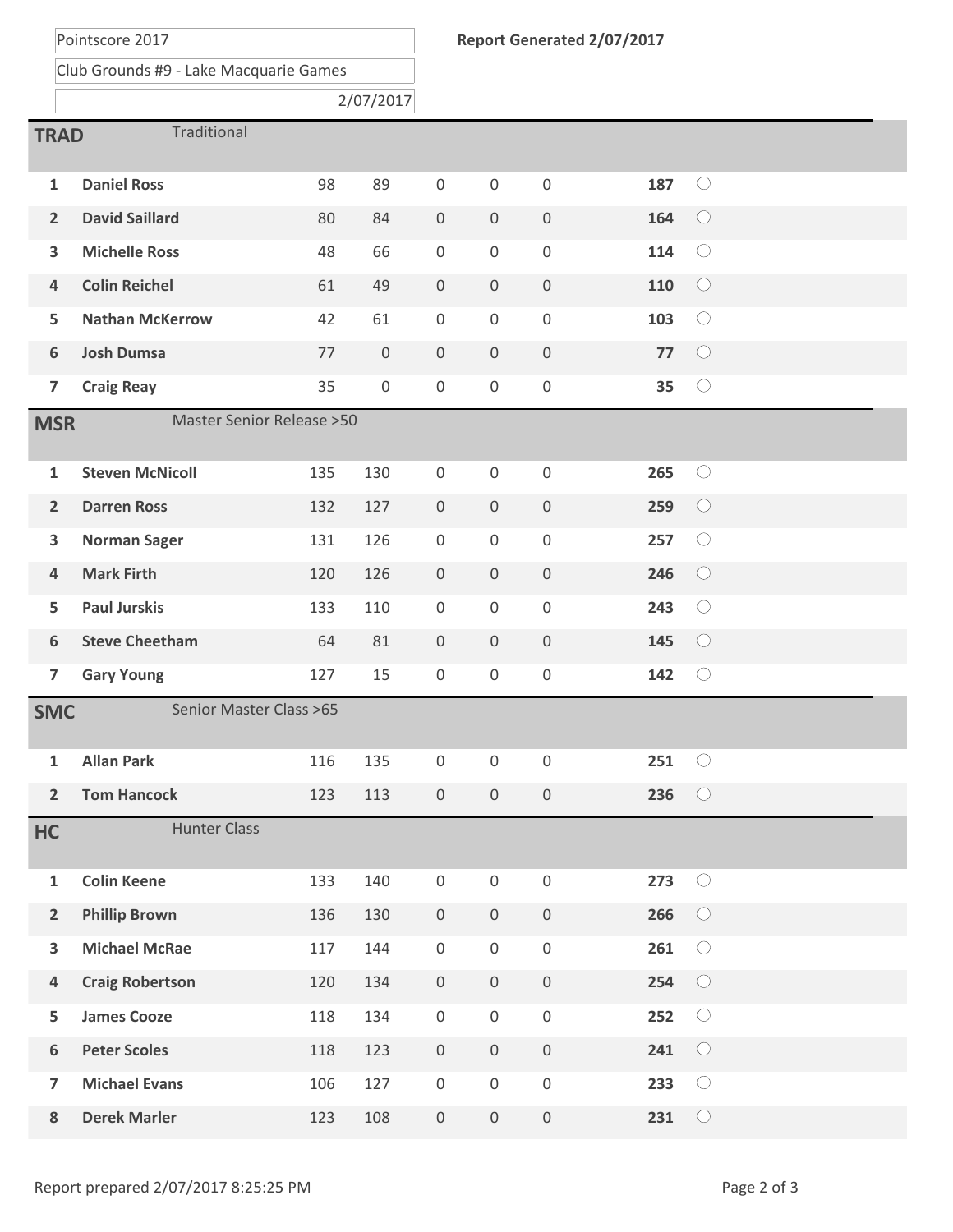Pointscore 2017

Club Grounds #9 - Lake Macquarie Games

2/07/2017

**Report Generated 2/07/2017**

## TRAD Traditional

| # | Name | | | | | | Total | |
|---|---|---|---|---|---|---|---|---|
| 1 | **Daniel Ross** | 98 | 89 | 0 | 0 | 0 | **187** | ○ |
| 2 | **David Saillard** | 80 | 84 | 0 | 0 | 0 | **164** | ○ |
| 3 | **Michelle Ross** | 48 | 66 | 0 | 0 | 0 | **114** | ○ |
| 4 | **Colin Reichel** | 61 | 49 | 0 | 0 | 0 | **110** | ○ |
| 5 | **Nathan McKerrow** | 42 | 61 | 0 | 0 | 0 | **103** | ○ |
| 6 | **Josh Dumsa** | 77 | 0 | 0 | 0 | 0 | **77** | ○ |
| 7 | **Craig Reay** | 35 | 0 | 0 | 0 | 0 | **35** | ○ |

## MSR Master Senior Release >50

| # | Name | | | | | | Total | |
|---|---|---|---|---|---|---|---|---|
| 1 | **Steven McNicoll** | 135 | 130 | 0 | 0 | 0 | **265** | ○ |
| 2 | **Darren Ross** | 132 | 127 | 0 | 0 | 0 | **259** | ○ |
| 3 | **Norman Sager** | 131 | 126 | 0 | 0 | 0 | **257** | ○ |
| 4 | **Mark Firth** | 120 | 126 | 0 | 0 | 0 | **246** | ○ |
| 5 | **Paul Jurskis** | 133 | 110 | 0 | 0 | 0 | **243** | ○ |
| 6 | **Steve Cheetham** | 64 | 81 | 0 | 0 | 0 | **145** | ○ |
| 7 | **Gary Young** | 127 | 15 | 0 | 0 | 0 | **142** | ○ |

## SMC Senior Master Class >65

| # | Name | | | | | | Total | |
|---|---|---|---|---|---|---|---|---|
| 1 | **Allan Park** | 116 | 135 | 0 | 0 | 0 | **251** | ○ |
| 2 | **Tom Hancock** | 123 | 113 | 0 | 0 | 0 | **236** | ○ |

## HC Hunter Class

| # | Name | | | | | | Total | |
|---|---|---|---|---|---|---|---|---|
| 1 | **Colin Keene** | 133 | 140 | 0 | 0 | 0 | **273** | ○ |
| 2 | **Phillip Brown** | 136 | 130 | 0 | 0 | 0 | **266** | ○ |
| 3 | **Michael McRae** | 117 | 144 | 0 | 0 | 0 | **261** | ○ |
| 4 | **Craig Robertson** | 120 | 134 | 0 | 0 | 0 | **254** | ○ |
| 5 | **James Cooze** | 118 | 134 | 0 | 0 | 0 | **252** | ○ |
| 6 | **Peter Scoles** | 118 | 123 | 0 | 0 | 0 | **241** | ○ |
| 7 | **Michael Evans** | 106 | 127 | 0 | 0 | 0 | **233** | ○ |
| 8 | **Derek Marler** | 123 | 108 | 0 | 0 | 0 | **231** | ○ |

Report prepared 2/07/2017 8:25:25 PM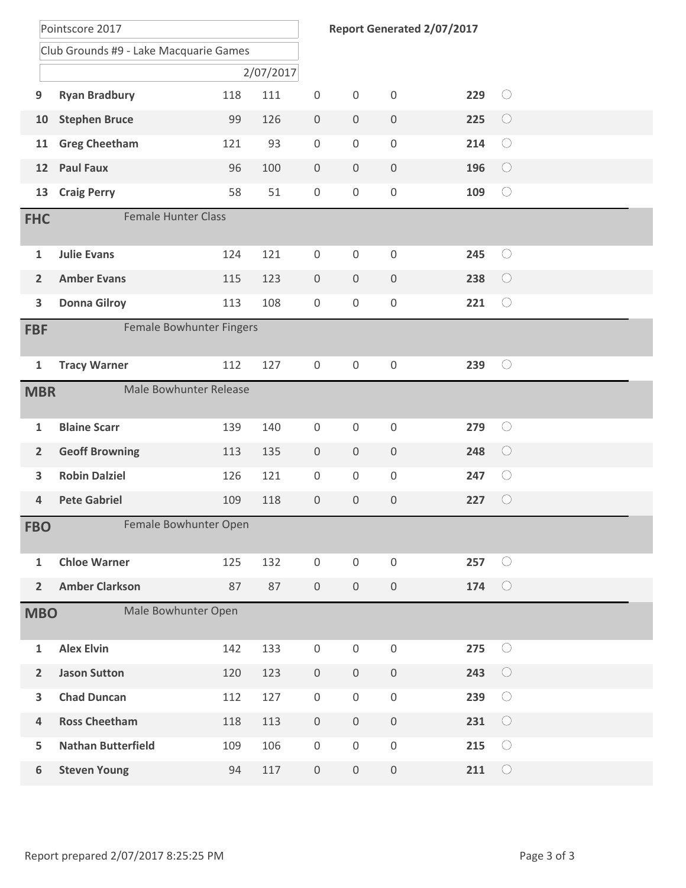Pointscore 2017

Club Grounds #9 - Lake Macquarie Games

2/07/2017

**Report Generated 2/07/2017**

| | | | | | | | | |
|---|---|---|---|---|---|---|---|---|
| 9 | **Ryan Bradbury** | 118 | 111 | 0 | 0 | 0 | **229** | ○ |
| 10 | **Stephen Bruce** | 99 | 126 | 0 | 0 | 0 | **225** | ○ |
| 11 | **Greg Cheetham** | 121 | 93 | 0 | 0 | 0 | **214** | ○ |
| 12 | **Paul Faux** | 96 | 100 | 0 | 0 | 0 | **196** | ○ |
| 13 | **Craig Perry** | 58 | 51 | 0 | 0 | 0 | **109** | ○ |

## FHC Female Hunter Class

| | | | | | | | | |
|---|---|---|---|---|---|---|---|---|
| 1 | **Julie Evans** | 124 | 121 | 0 | 0 | 0 | **245** | ○ |
| 2 | **Amber Evans** | 115 | 123 | 0 | 0 | 0 | **238** | ○ |
| 3 | **Donna Gilroy** | 113 | 108 | 0 | 0 | 0 | **221** | ○ |

## FBF Female Bowhunter Fingers

| | | | | | | | | |
|---|---|---|---|---|---|---|---|---|
| 1 | **Tracy Warner** | 112 | 127 | 0 | 0 | 0 | **239** | ○ |

## MBR Male Bowhunter Release

| | | | | | | | | |
|---|---|---|---|---|---|---|---|---|
| 1 | **Blaine Scarr** | 139 | 140 | 0 | 0 | 0 | **279** | ○ |
| 2 | **Geoff Browning** | 113 | 135 | 0 | 0 | 0 | **248** | ○ |
| 3 | **Robin Dalziel** | 126 | 121 | 0 | 0 | 0 | **247** | ○ |
| 4 | **Pete Gabriel** | 109 | 118 | 0 | 0 | 0 | **227** | ○ |

## FBO Female Bowhunter Open

| | | | | | | | | |
|---|---|---|---|---|---|---|---|---|
| 1 | **Chloe Warner** | 125 | 132 | 0 | 0 | 0 | **257** | ○ |
| 2 | **Amber Clarkson** | 87 | 87 | 0 | 0 | 0 | **174** | ○ |

## MBO Male Bowhunter Open

| | | | | | | | | |
|---|---|---|---|---|---|---|---|---|
| 1 | **Alex Elvin** | 142 | 133 | 0 | 0 | 0 | **275** | ○ |
| 2 | **Jason Sutton** | 120 | 123 | 0 | 0 | 0 | **243** | ○ |
| 3 | **Chad Duncan** | 112 | 127 | 0 | 0 | 0 | **239** | ○ |
| 4 | **Ross Cheetham** | 118 | 113 | 0 | 0 | 0 | **231** | ○ |
| 5 | **Nathan Butterfield** | 109 | 106 | 0 | 0 | 0 | **215** | ○ |
| 6 | **Steven Young** | 94 | 117 | 0 | 0 | 0 | **211** | ○ |

Report prepared 2/07/2017 8:25:25 PM